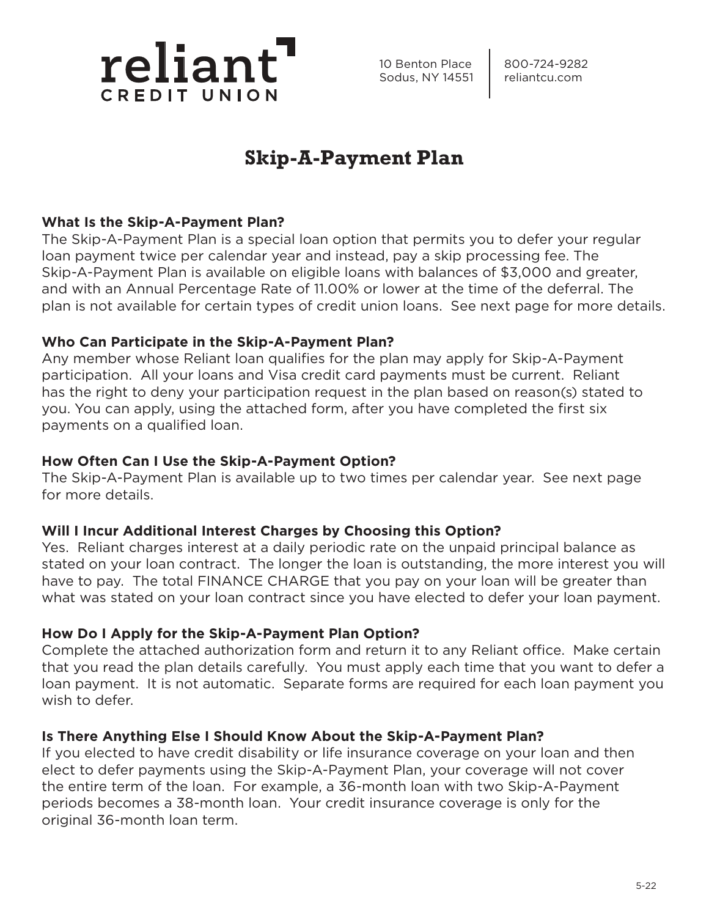reliant
CREDIT UNION

10 Benton Place
Sodus, NY 14551

800-724-9282
reliantcu.com

# Skip-A-Payment Plan

**What Is the Skip-A-Payment Plan?**
The Skip-A-Payment Plan is a special loan option that permits you to defer your regular loan payment twice per calendar year and instead, pay a skip processing fee. The Skip-A-Payment Plan is available on eligible loans with balances of $3,000 and greater, and with an Annual Percentage Rate of 11.00% or lower at the time of the deferral. The plan is not available for certain types of credit union loans. See next page for more details.

**Who Can Participate in the Skip-A-Payment Plan?**
Any member whose Reliant loan qualifies for the plan may apply for Skip-A-Payment participation. All your loans and Visa credit card payments must be current. Reliant has the right to deny your participation request in the plan based on reason(s) stated to you. You can apply, using the attached form, after you have completed the first six payments on a qualified loan.

**How Often Can I Use the Skip-A-Payment Option?**
The Skip-A-Payment Plan is available up to two times per calendar year. See next page for more details.

**Will I Incur Additional Interest Charges by Choosing this Option?**
Yes. Reliant charges interest at a daily periodic rate on the unpaid principal balance as stated on your loan contract. The longer the loan is outstanding, the more interest you will have to pay. The total FINANCE CHARGE that you pay on your loan will be greater than what was stated on your loan contract since you have elected to defer your loan payment.

**How Do I Apply for the Skip-A-Payment Plan Option?**
Complete the attached authorization form and return it to any Reliant office. Make certain that you read the plan details carefully. You must apply each time that you want to defer a loan payment. It is not automatic. Separate forms are required for each loan payment you wish to defer.

**Is There Anything Else I Should Know About the Skip-A-Payment Plan?**
If you elected to have credit disability or life insurance coverage on your loan and then elect to defer payments using the Skip-A-Payment Plan, your coverage will not cover the entire term of the loan. For example, a 36-month loan with two Skip-A-Payment periods becomes a 38-month loan. Your credit insurance coverage is only for the original 36-month loan term.

5-22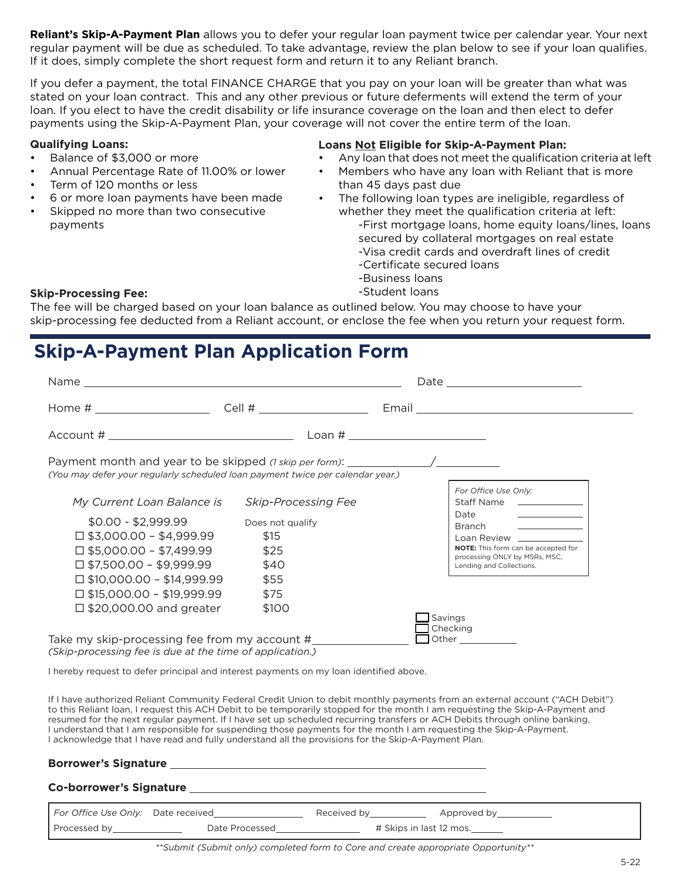**Reliant's Skip-A-Payment Plan** allows you to defer your regular loan payment twice per calendar year. Your next regular payment will be due as scheduled. To take advantage, review the plan below to see if your loan qualifies. If it does, simply complete the short request form and return it to any Reliant branch.

If you defer a payment, the total FINANCE CHARGE that you pay on your loan will be greater than what was stated on your loan contract. This and any other previous or future deferments will extend the term of your loan. If you elect to have the credit disability or life insurance coverage on the loan and then elect to defer payments using the Skip-A-Payment Plan, your coverage will not cover the entire term of the loan.

**Qualifying Loans:**

- Balance of $3,000 or more
- Annual Percentage Rate of 11.00% or lower
- Term of 120 months or less
- 6 or more loan payments have been made
- Skipped no more than two consecutive payments

**Loans Not Eligible for Skip-A-Payment Plan:**

- Any loan that does not meet the qualification criteria at left
- Members who have any loan with Reliant that is more than 45 days past due
- The following loan types are ineligible, regardless of whether they meet the qualification criteria at left:
  - -First mortgage loans, home equity loans/lines, loans secured by collateral mortgages on real estate
  - -Visa credit cards and overdraft lines of credit
  - -Certificate secured loans
  - -Business loans
  - -Student loans

**Skip-Processing Fee:**

The fee will be charged based on your loan balance as outlined below. You may choose to have your skip-processing fee deducted from a Reliant account, or enclose the fee when you return your request form.

# Skip-A-Payment Plan Application Form

Name ______________________________ Date ______________

Home # ____________ Cell # ____________ Email ______________________

Account # ________________ Loan # ______________

Payment month and year to be skipped *(1 skip per form)*: __________/________

*(You may defer your regularly scheduled loan payment twice per calendar year.)*

| *My Current Loan Balance is* | *Skip-Processing Fee* |
|---|---|
| $0.00 - $2,999.99 | Does not qualify |
| ☐ $3,000.00 – $4,999.99 | $15 |
| ☐ $5,000.00 – $7,499.99 | $25 |
| ☐ $7,500.00 – $9,999.99 | $40 |
| ☐ $10,000.00 – $14,999.99 | $55 |
| ☐ $15,000.00 – $19,999.99 | $75 |
| ☐ $20,000.00 and greater | $100 |

*For Office Use Only:*
Staff Name ____________
Date ____________
Branch ____________
Loan Review ____________
**NOTE:** This form can be accepted for processing ONLY by MSRs, MSC, Lending and Collections.

Take my skip-processing fee from my account #____________ ☐ Savings ☐ Checking ☐ Other ________

*(Skip-processing fee is due at the time of application.)*

I hereby request to defer principal and interest payments on my loan identified above.

If I have authorized Reliant Community Federal Credit Union to debit monthly payments from an external account ("ACH Debit") to this Reliant loan, I request this ACH Debit to be temporarily stopped for the month I am requesting the Skip-A-Payment and resumed for the next regular payment. If I have set up scheduled recurring transfers or ACH Debits through online banking, I understand that I am responsible for suspending those payments for the month I am requesting the Skip-A-Payment. I acknowledge that I have read and fully understand all the provisions for the Skip-A-Payment Plan.

**Borrower's Signature** ______________________________

**Co-borrower's Signature** ______________________________

*For Office Use Only:* Date received____________ Received by________ Approved by________
Processed by__________ Date Processed____________ # Skips in last 12 mos.______

*\*\*Submit (Submit only) completed form to Core and create appropriate Opportunity\*\**

5-22